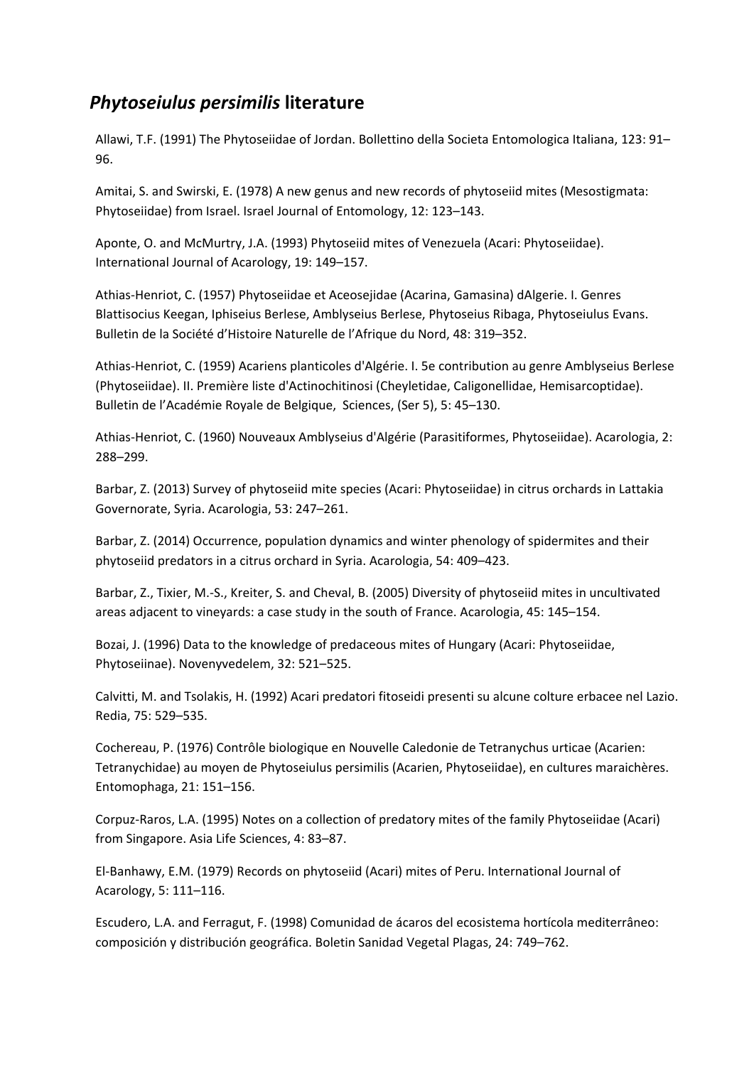# *Phytoseiulus persimilis* literature

Allawi, T.F. (1991) The Phytoseiidae of Jordan. Bollettino della Societa Entomologica Italiana, 123: 91–96.

Amitai, S. and Swirski, E. (1978) A new genus and new records of phytoseiid mites (Mesostigmata: Phytoseiidae) from Israel. Israel Journal of Entomology, 12: 123–143.

Aponte, O. and McMurtry, J.A. (1993) Phytoseiid mites of Venezuela (Acari: Phytoseiidae). International Journal of Acarology, 19: 149–157.

Athias-Henriot, C. (1957) Phytoseiidae et Aceosejidae (Acarina, Gamasina) dAlgerie. I. Genres Blattisocius Keegan, Iphiseius Berlese, Amblyseius Berlese, Phytoseius Ribaga, Phytoseiulus Evans. Bulletin de la Société d'Histoire Naturelle de l'Afrique du Nord, 48: 319–352.

Athias-Henriot, C. (1959) Acariens planticoles d'Algérie. I. 5e contribution au genre Amblyseius Berlese (Phytoseiidae). II. Première liste d'Actinochitinosi (Cheyletidae, Caligonellidae, Hemisarcoptidae). Bulletin de l'Académie Royale de Belgique, Sciences, (Ser 5), 5: 45–130.

Athias-Henriot, C. (1960) Nouveaux Amblyseius d'Algérie (Parasitiformes, Phytoseiidae). Acarologia, 2: 288–299.

Barbar, Z. (2013) Survey of phytoseiid mite species (Acari: Phytoseiidae) in citrus orchards in Lattakia Governorate, Syria. Acarologia, 53: 247–261.

Barbar, Z. (2014) Occurrence, population dynamics and winter phenology of spidermites and their phytoseiid predators in a citrus orchard in Syria. Acarologia, 54: 409–423.

Barbar, Z., Tixier, M.-S., Kreiter, S. and Cheval, B. (2005) Diversity of phytoseiid mites in uncultivated areas adjacent to vineyards: a case study in the south of France. Acarologia, 45: 145–154.

Bozai, J. (1996) Data to the knowledge of predaceous mites of Hungary (Acari: Phytoseiidae, Phytoseiinae). Novenyvedelem, 32: 521–525.

Calvitti, M. and Tsolakis, H. (1992) Acari predatori fitoseidi presenti su alcune colture erbacee nel Lazio. Redia, 75: 529–535.

Cochereau, P. (1976) Contrôle biologique en Nouvelle Caledonie de Tetranychus urticae (Acarien: Tetranychidae) au moyen de Phytoseiulus persimilis (Acarien, Phytoseiidae), en cultures maraichères. Entomophaga, 21: 151–156.

Corpuz-Raros, L.A. (1995) Notes on a collection of predatory mites of the family Phytoseiidae (Acari) from Singapore. Asia Life Sciences, 4: 83–87.

El-Banhawy, E.M. (1979) Records on phytoseiid (Acari) mites of Peru. International Journal of Acarology, 5: 111–116.

Escudero, L.A. and Ferragut, F. (1998) Comunidad de ácaros del ecosistema hortícola mediterrâneo: composición y distribución geográfica. Boletin Sanidad Vegetal Plagas, 24: 749–762.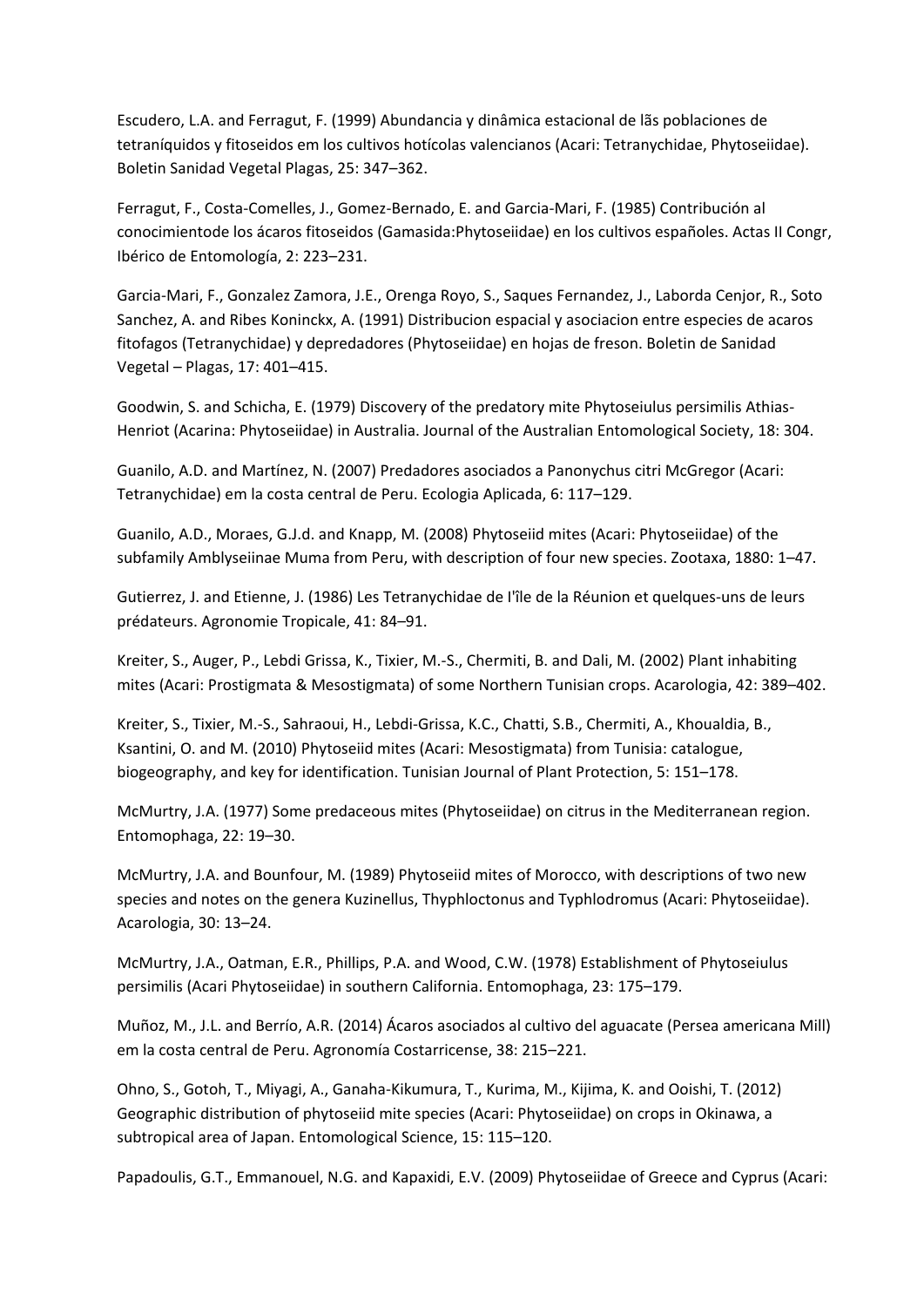Escudero, L.A. and Ferragut, F. (1999) Abundancia y dinâmica estacional de lãs poblaciones de tetraníquidos y fitoseidos em los cultivos hotícolas valencianos (Acari: Tetranychidae, Phytoseiidae). Boletin Sanidad Vegetal Plagas, 25: 347–362.

Ferragut, F., Costa-Comelles, J., Gomez-Bernado, E. and Garcia-Mari, F. (1985) Contribución al conocimientode los ácaros fitoseidos (Gamasida:Phytoseiidae) en los cultivos españoles. Actas II Congr, Ibérico de Entomología, 2: 223–231.

Garcia-Mari, F., Gonzalez Zamora, J.E., Orenga Royo, S., Saques Fernandez, J., Laborda Cenjor, R., Soto Sanchez, A. and Ribes Koninckx, A. (1991) Distribucion espacial y asociacion entre especies de acaros fitofagos (Tetranychidae) y depredadores (Phytoseiidae) en hojas de freson. Boletin de Sanidad Vegetal – Plagas, 17: 401–415.

Goodwin, S. and Schicha, E. (1979) Discovery of the predatory mite Phytoseiulus persimilis Athias-Henriot (Acarina: Phytoseiidae) in Australia. Journal of the Australian Entomological Society, 18: 304.

Guanilo, A.D. and Martínez, N. (2007) Predadores asociados a Panonychus citri McGregor (Acari: Tetranychidae) em la costa central de Peru. Ecologia Aplicada, 6: 117–129.

Guanilo, A.D., Moraes, G.J.d. and Knapp, M. (2008) Phytoseiid mites (Acari: Phytoseiidae) of the subfamily Amblyseiinae Muma from Peru, with description of four new species. Zootaxa, 1880: 1–47.

Gutierrez, J. and Etienne, J. (1986) Les Tetranychidae de l'île de la Réunion et quelques-uns de leurs prédateurs. Agronomie Tropicale, 41: 84–91.

Kreiter, S., Auger, P., Lebdi Grissa, K., Tixier, M.-S., Chermiti, B. and Dali, M. (2002) Plant inhabiting mites (Acari: Prostigmata & Mesostigmata) of some Northern Tunisian crops. Acarologia, 42: 389–402.

Kreiter, S., Tixier, M.-S., Sahraoui, H., Lebdi-Grissa, K.C., Chatti, S.B., Chermiti, A., Khoualdia, B., Ksantini, O. and M. (2010) Phytoseiid mites (Acari: Mesostigmata) from Tunisia: catalogue, biogeography, and key for identification. Tunisian Journal of Plant Protection, 5: 151–178.

McMurtry, J.A. (1977) Some predaceous mites (Phytoseiidae) on citrus in the Mediterranean region. Entomophaga, 22: 19–30.

McMurtry, J.A. and Bounfour, M. (1989) Phytoseiid mites of Morocco, with descriptions of two new species and notes on the genera Kuzinellus, Thyphloctonus and Typhlodromus (Acari: Phytoseiidae). Acarologia, 30: 13–24.

McMurtry, J.A., Oatman, E.R., Phillips, P.A. and Wood, C.W. (1978) Establishment of Phytoseiulus persimilis (Acari Phytoseiidae) in southern California. Entomophaga, 23: 175–179.

Muñoz, M., J.L. and Berrío, A.R. (2014) Ácaros asociados al cultivo del aguacate (Persea americana Mill) em la costa central de Peru. Agronomía Costarricense, 38: 215–221.

Ohno, S., Gotoh, T., Miyagi, A., Ganaha-Kikumura, T., Kurima, M., Kijima, K. and Ooishi, T. (2012) Geographic distribution of phytoseiid mite species (Acari: Phytoseiidae) on crops in Okinawa, a subtropical area of Japan. Entomological Science, 15: 115–120.

Papadoulis, G.T., Emmanouel, N.G. and Kapaxidi, E.V. (2009) Phytoseiidae of Greece and Cyprus (Acari: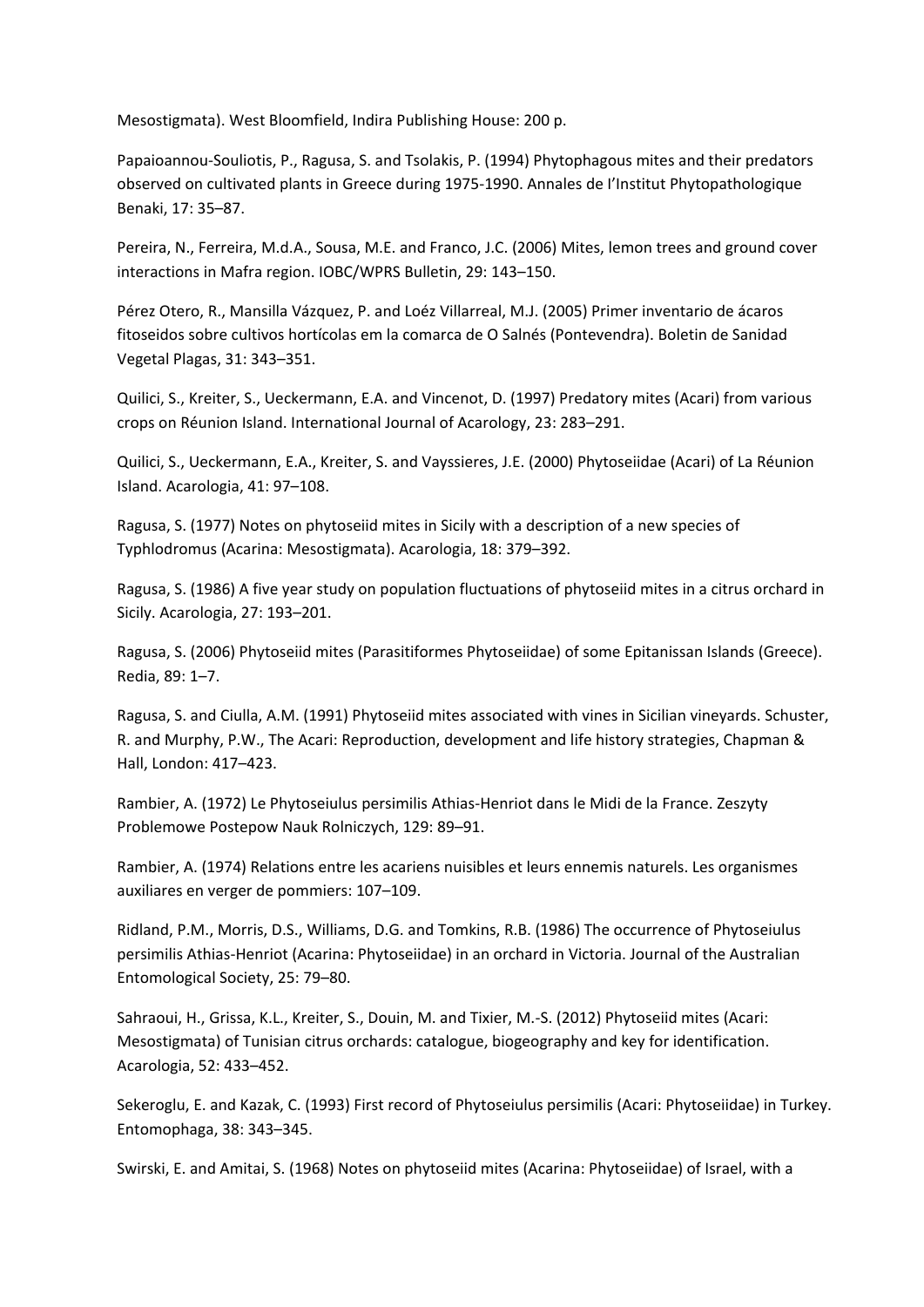Mesostigmata). West Bloomfield, Indira Publishing House: 200 p.

Papaioannou-Souliotis, P., Ragusa, S. and Tsolakis, P. (1994) Phytophagous mites and their predators observed on cultivated plants in Greece during 1975-1990. Annales de l'Institut Phytopathologique Benaki, 17: 35–87.

Pereira, N., Ferreira, M.d.A., Sousa, M.E. and Franco, J.C. (2006) Mites, lemon trees and ground cover interactions in Mafra region. IOBC/WPRS Bulletin, 29: 143–150.

Pérez Otero, R., Mansilla Vázquez, P. and Loéz Villarreal, M.J. (2005) Primer inventario de ácaros fitoseidos sobre cultivos hortícolas em la comarca de O Salnés (Pontevendra). Boletin de Sanidad Vegetal Plagas, 31: 343–351.

Quilici, S., Kreiter, S., Ueckermann, E.A. and Vincenot, D. (1997) Predatory mites (Acari) from various crops on Réunion Island. International Journal of Acarology, 23: 283–291.

Quilici, S., Ueckermann, E.A., Kreiter, S. and Vayssieres, J.E. (2000) Phytoseiidae (Acari) of La Réunion Island. Acarologia, 41: 97–108.

Ragusa, S. (1977) Notes on phytoseiid mites in Sicily with a description of a new species of Typhlodromus (Acarina: Mesostigmata). Acarologia, 18: 379–392.

Ragusa, S. (1986) A five year study on population fluctuations of phytoseiid mites in a citrus orchard in Sicily. Acarologia, 27: 193–201.

Ragusa, S. (2006) Phytoseiid mites (Parasitiformes Phytoseiidae) of some Epitanissan Islands (Greece). Redia, 89: 1–7.

Ragusa, S. and Ciulla, A.M. (1991) Phytoseiid mites associated with vines in Sicilian vineyards. Schuster, R. and Murphy, P.W., The Acari: Reproduction, development and life history strategies, Chapman & Hall, London: 417–423.

Rambier, A. (1972) Le Phytoseiulus persimilis Athias-Henriot dans le Midi de la France. Zeszyty Problemowe Postepow Nauk Rolniczych, 129: 89–91.

Rambier, A. (1974) Relations entre les acariens nuisibles et leurs ennemis naturels. Les organismes auxiliares en verger de pommiers: 107–109.

Ridland, P.M., Morris, D.S., Williams, D.G. and Tomkins, R.B. (1986) The occurrence of Phytoseiulus persimilis Athias-Henriot (Acarina: Phytoseiidae) in an orchard in Victoria. Journal of the Australian Entomological Society, 25: 79–80.

Sahraoui, H., Grissa, K.L., Kreiter, S., Douin, M. and Tixier, M.-S. (2012) Phytoseiid mites (Acari: Mesostigmata) of Tunisian citrus orchards: catalogue, biogeography and key for identification. Acarologia, 52: 433–452.

Sekeroglu, E. and Kazak, C. (1993) First record of Phytoseiulus persimilis (Acari: Phytoseiidae) in Turkey. Entomophaga, 38: 343–345.

Swirski, E. and Amitai, S. (1968) Notes on phytoseiid mites (Acarina: Phytoseiidae) of Israel, with a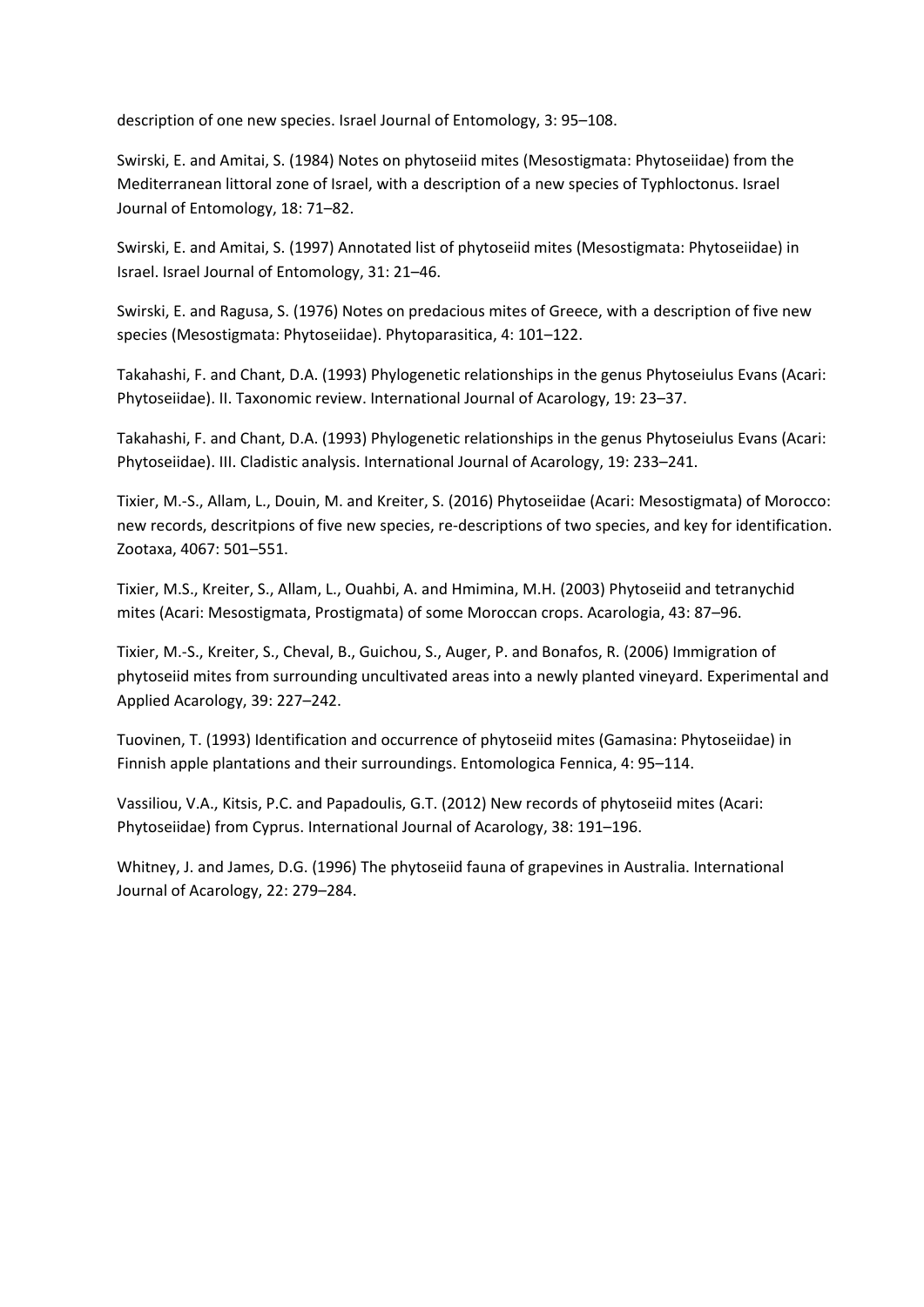description of one new species. Israel Journal of Entomology, 3: 95–108.

Swirski, E. and Amitai, S. (1984) Notes on phytoseiid mites (Mesostigmata: Phytoseiidae) from the Mediterranean littoral zone of Israel, with a description of a new species of Typhloctonus. Israel Journal of Entomology, 18: 71–82.

Swirski, E. and Amitai, S. (1997) Annotated list of phytoseiid mites (Mesostigmata: Phytoseiidae) in Israel. Israel Journal of Entomology, 31: 21–46.

Swirski, E. and Ragusa, S. (1976) Notes on predacious mites of Greece, with a description of five new species (Mesostigmata: Phytoseiidae). Phytoparasitica, 4: 101–122.

Takahashi, F. and Chant, D.A. (1993) Phylogenetic relationships in the genus Phytoseiulus Evans (Acari: Phytoseiidae). II. Taxonomic review. International Journal of Acarology, 19: 23–37.

Takahashi, F. and Chant, D.A. (1993) Phylogenetic relationships in the genus Phytoseiulus Evans (Acari: Phytoseiidae). III. Cladistic analysis. International Journal of Acarology, 19: 233–241.

Tixier, M.-S., Allam, L., Douin, M. and Kreiter, S. (2016) Phytoseiidae (Acari: Mesostigmata) of Morocco: new records, descritpions of five new species, re-descriptions of two species, and key for identification. Zootaxa, 4067: 501–551.

Tixier, M.S., Kreiter, S., Allam, L., Ouahbi, A. and Hmimina, M.H. (2003) Phytoseiid and tetranychid mites (Acari: Mesostigmata, Prostigmata) of some Moroccan crops. Acarologia, 43: 87–96.

Tixier, M.-S., Kreiter, S., Cheval, B., Guichou, S., Auger, P. and Bonafos, R. (2006) Immigration of phytoseiid mites from surrounding uncultivated areas into a newly planted vineyard. Experimental and Applied Acarology, 39: 227–242.

Tuovinen, T. (1993) Identification and occurrence of phytoseiid mites (Gamasina: Phytoseiidae) in Finnish apple plantations and their surroundings. Entomologica Fennica, 4: 95–114.

Vassiliou, V.A., Kitsis, P.C. and Papadoulis, G.T. (2012) New records of phytoseiid mites (Acari: Phytoseiidae) from Cyprus. International Journal of Acarology, 38: 191–196.

Whitney, J. and James, D.G. (1996) The phytoseiid fauna of grapevines in Australia. International Journal of Acarology, 22: 279–284.